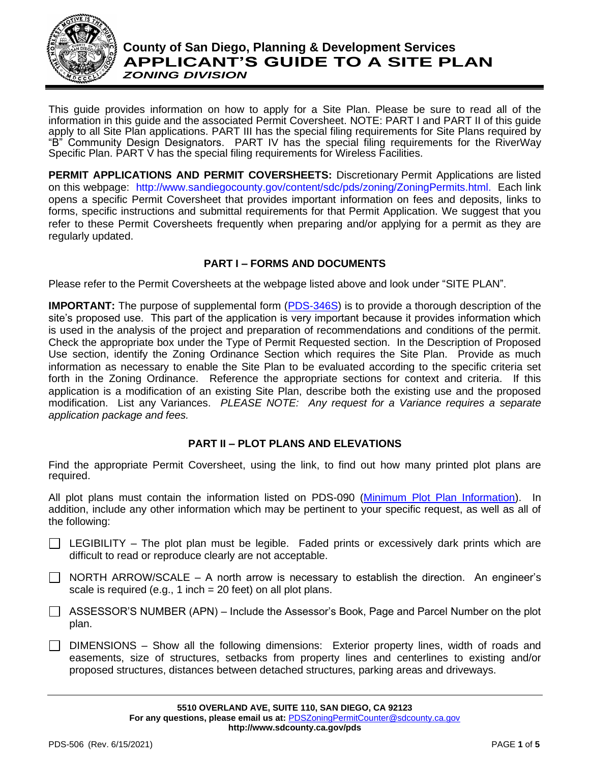# County of San Diego, Planning & Development Services
# APPLICANT'S GUIDE TO A SITE PLAN
### *ZONING DIVISION*

This guide provides information on how to apply for a Site Plan. Please be sure to read all of the information in this guide and the associated Permit Coversheet. NOTE: PART I and PART II of this guide apply to all Site Plan applications. PART III has the special filing requirements for Site Plans required by "B" Community Design Designators. PART IV has the special filing requirements for the RiverWay Specific Plan. PART V has the special filing requirements for Wireless Facilities.

**PERMIT APPLICATIONS AND PERMIT COVERSHEETS:** Discretionary Permit Applications are listed on this webpage: http://www.sandiegocounty.gov/content/sdc/pds/zoning/ZoningPermits.html. Each link opens a specific Permit Coversheet that provides important information on fees and deposits, links to forms, specific instructions and submittal requirements for that Permit Application. We suggest that you refer to these Permit Coversheets frequently when preparing and/or applying for a permit as they are regularly updated.

## PART I – FORMS AND DOCUMENTS

Please refer to the Permit Coversheets at the webpage listed above and look under "SITE PLAN".

**IMPORTANT:** The purpose of supplemental form (PDS-346S) is to provide a thorough description of the site's proposed use. This part of the application is very important because it provides information which is used in the analysis of the project and preparation of recommendations and conditions of the permit. Check the appropriate box under the Type of Permit Requested section. In the Description of Proposed Use section, identify the Zoning Ordinance Section which requires the Site Plan. Provide as much information as necessary to enable the Site Plan to be evaluated according to the specific criteria set forth in the Zoning Ordinance. Reference the appropriate sections for context and criteria. If this application is a modification of an existing Site Plan, describe both the existing use and the proposed modification. List any Variances. *PLEASE NOTE: Any request for a Variance requires a separate application package and fees.*

## PART II – PLOT PLANS AND ELEVATIONS

Find the appropriate Permit Coversheet, using the link, to find out how many printed plot plans are required.

All plot plans must contain the information listed on PDS-090 (Minimum Plot Plan Information). In addition, include any other information which may be pertinent to your specific request, as well as all of the following:

- ☐ LEGIBILITY – The plot plan must be legible. Faded prints or excessively dark prints which are difficult to read or reproduce clearly are not acceptable.
- ☐ NORTH ARROW/SCALE – A north arrow is necessary to establish the direction. An engineer's scale is required (e.g., 1 inch = 20 feet) on all plot plans.
- ☐ ASSESSOR'S NUMBER (APN) – Include the Assessor's Book, Page and Parcel Number on the plot plan.
- ☐ DIMENSIONS – Show all the following dimensions: Exterior property lines, width of roads and easements, size of structures, setbacks from property lines and centerlines to existing and/or proposed structures, distances between detached structures, parking areas and driveways.

5510 OVERLAND AVE, SUITE 110, SAN DIEGO, CA 92123
**For any questions, please email us at:** PDSZoningPermitCounter@sdcounty.ca.gov
**http://www.sdcounty.ca.gov/pds**

PDS-506 (Rev. 6/15/2021)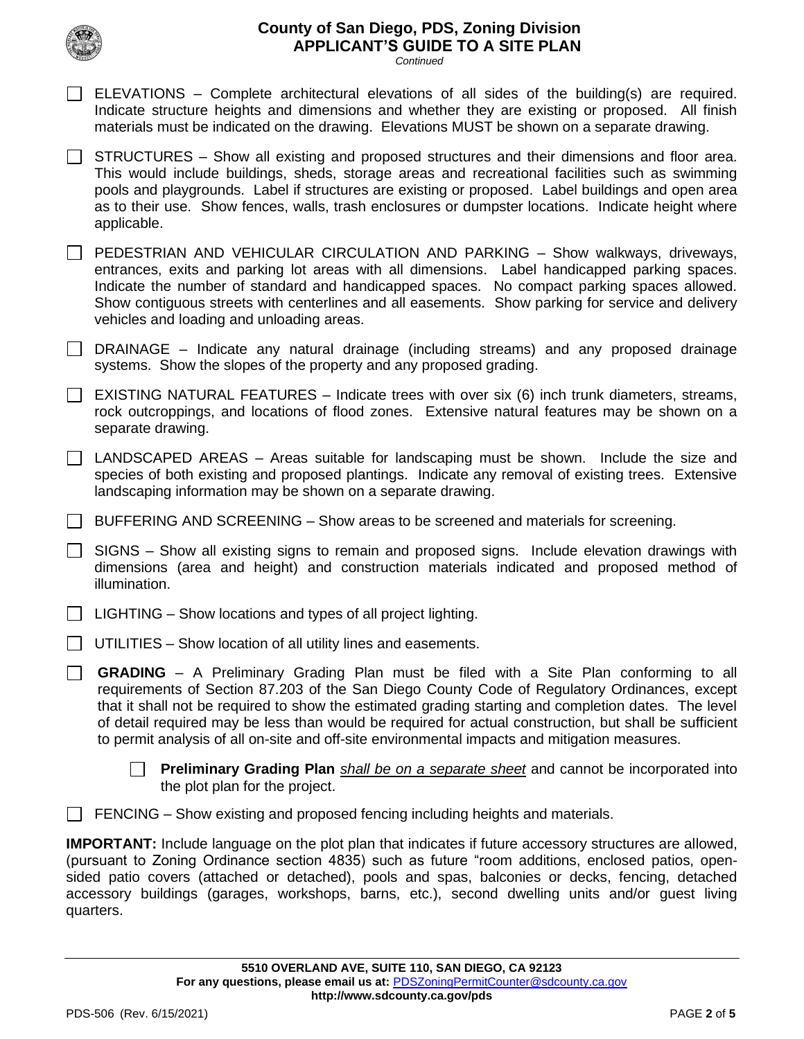- [ ] ELEVATIONS – Complete architectural elevations of all sides of the building(s) are required. Indicate structure heights and dimensions and whether they are existing or proposed. All finish materials must be indicated on the drawing. Elevations MUST be shown on a separate drawing.

- [ ] STRUCTURES – Show all existing and proposed structures and their dimensions and floor area. This would include buildings, sheds, storage areas and recreational facilities such as swimming pools and playgrounds. Label if structures are existing or proposed. Label buildings and open area as to their use. Show fences, walls, trash enclosures or dumpster locations. Indicate height where applicable.

- [ ] PEDESTRIAN AND VEHICULAR CIRCULATION AND PARKING – Show walkways, driveways, entrances, exits and parking lot areas with all dimensions. Label handicapped parking spaces. Indicate the number of standard and handicapped spaces. No compact parking spaces allowed. Show contiguous streets with centerlines and all easements. Show parking for service and delivery vehicles and loading and unloading areas.

- [ ] DRAINAGE – Indicate any natural drainage (including streams) and any proposed drainage systems. Show the slopes of the property and any proposed grading.

- [ ] EXISTING NATURAL FEATURES – Indicate trees with over six (6) inch trunk diameters, streams, rock outcroppings, and locations of flood zones. Extensive natural features may be shown on a separate drawing.

- [ ] LANDSCAPED AREAS – Areas suitable for landscaping must be shown. Include the size and species of both existing and proposed plantings. Indicate any removal of existing trees. Extensive landscaping information may be shown on a separate drawing.

- [ ] BUFFERING AND SCREENING – Show areas to be screened and materials for screening.

- [ ] SIGNS – Show all existing signs to remain and proposed signs. Include elevation drawings with dimensions (area and height) and construction materials indicated and proposed method of illumination.

- [ ] LIGHTING – Show locations and types of all project lighting.

- [ ] UTILITIES – Show location of all utility lines and easements.

- [ ] **GRADING** – A Preliminary Grading Plan must be filed with a Site Plan conforming to all requirements of Section 87.203 of the San Diego County Code of Regulatory Ordinances, except that it shall not be required to show the estimated grading starting and completion dates. The level of detail required may be less than would be required for actual construction, but shall be sufficient to permit analysis of all on-site and off-site environmental impacts and mitigation measures.

    - [ ] **Preliminary Grading Plan** *shall be on a separate sheet* and cannot be incorporated into the plot plan for the project.

- [ ] FENCING – Show existing and proposed fencing including heights and materials.

**IMPORTANT:** Include language on the plot plan that indicates if future accessory structures are allowed, (pursuant to Zoning Ordinance section 4835) such as future "room additions, enclosed patios, open-sided patio covers (attached or detached), pools and spas, balconies or decks, fencing, detached accessory buildings (garages, workshops, barns, etc.), second dwelling units and/or guest living quarters.

**5510 OVERLAND AVE, SUITE 110, SAN DIEGO, CA 92123**
**For any questions, please email us at:** PDSZoningPermitCounter@sdcounty.ca.gov
**http://www.sdcounty.ca.gov/pds**

PDS-506 (Rev. 6/15/2021)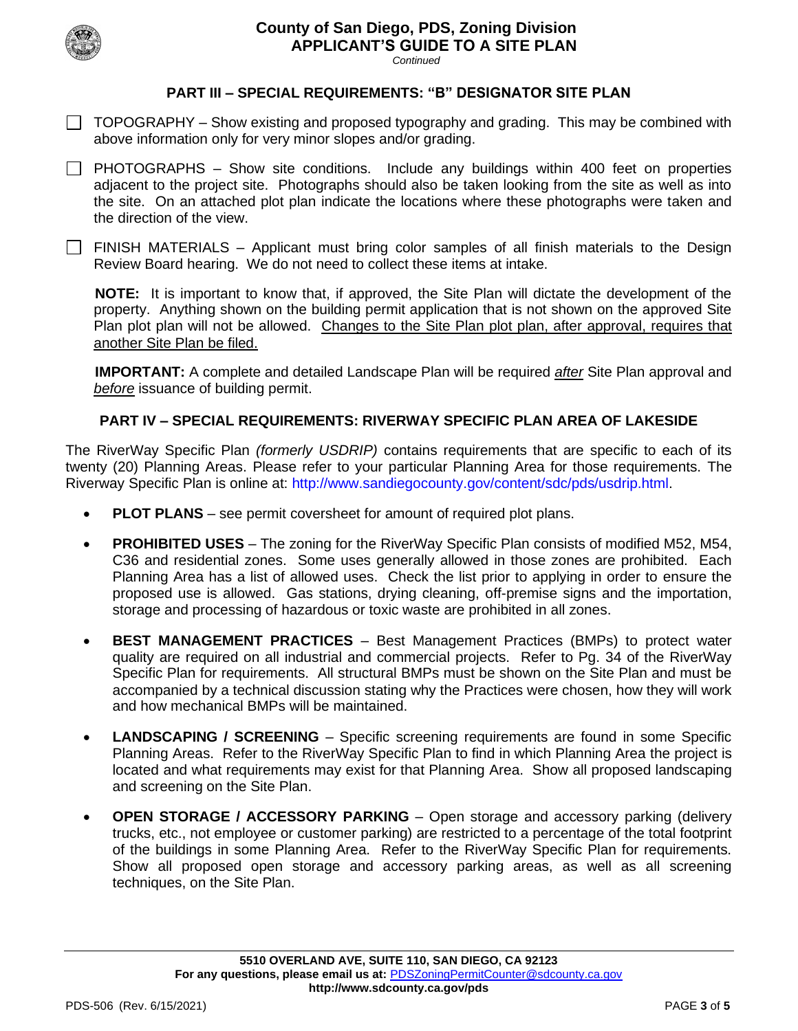## PART III – SPECIAL REQUIREMENTS: "B" DESIGNATOR SITE PLAN

- [ ] TOPOGRAPHY – Show existing and proposed typography and grading. This may be combined with above information only for very minor slopes and/or grading.
- [ ] PHOTOGRAPHS – Show site conditions. Include any buildings within 400 feet on properties adjacent to the project site. Photographs should also be taken looking from the site as well as into the site. On an attached plot plan indicate the locations where these photographs were taken and the direction of the view.
- [ ] FINISH MATERIALS – Applicant must bring color samples of all finish materials to the Design Review Board hearing. We do not need to collect these items at intake.

**NOTE:** It is important to know that, if approved, the Site Plan will dictate the development of the property. Anything shown on the building permit application that is not shown on the approved Site Plan plot plan will not be allowed. Changes to the Site Plan plot plan, after approval, requires that another Site Plan be filed.

**IMPORTANT:** A complete and detailed Landscape Plan will be required *after* Site Plan approval and *before* issuance of building permit.

## PART IV – SPECIAL REQUIREMENTS: RIVERWAY SPECIFIC PLAN AREA OF LAKESIDE

The RiverWay Specific Plan *(formerly USDRIP)* contains requirements that are specific to each of its twenty (20) Planning Areas. Please refer to your particular Planning Area for those requirements. The Riverway Specific Plan is online at: http://www.sandiegocounty.gov/content/sdc/pds/usdrip.html.

- **PLOT PLANS** – see permit coversheet for amount of required plot plans.
- **PROHIBITED USES** – The zoning for the RiverWay Specific Plan consists of modified M52, M54, C36 and residential zones. Some uses generally allowed in those zones are prohibited. Each Planning Area has a list of allowed uses. Check the list prior to applying in order to ensure the proposed use is allowed. Gas stations, drying cleaning, off-premise signs and the importation, storage and processing of hazardous or toxic waste are prohibited in all zones.
- **BEST MANAGEMENT PRACTICES** – Best Management Practices (BMPs) to protect water quality are required on all industrial and commercial projects. Refer to Pg. 34 of the RiverWay Specific Plan for requirements. All structural BMPs must be shown on the Site Plan and must be accompanied by a technical discussion stating why the Practices were chosen, how they will work and how mechanical BMPs will be maintained.
- **LANDSCAPING / SCREENING** – Specific screening requirements are found in some Specific Planning Areas. Refer to the RiverWay Specific Plan to find in which Planning Area the project is located and what requirements may exist for that Planning Area. Show all proposed landscaping and screening on the Site Plan.
- **OPEN STORAGE / ACCESSORY PARKING** – Open storage and accessory parking (delivery trucks, etc., not employee or customer parking) are restricted to a percentage of the total footprint of the buildings in some Planning Area. Refer to the RiverWay Specific Plan for requirements. Show all proposed open storage and accessory parking areas, as well as all screening techniques, on the Site Plan.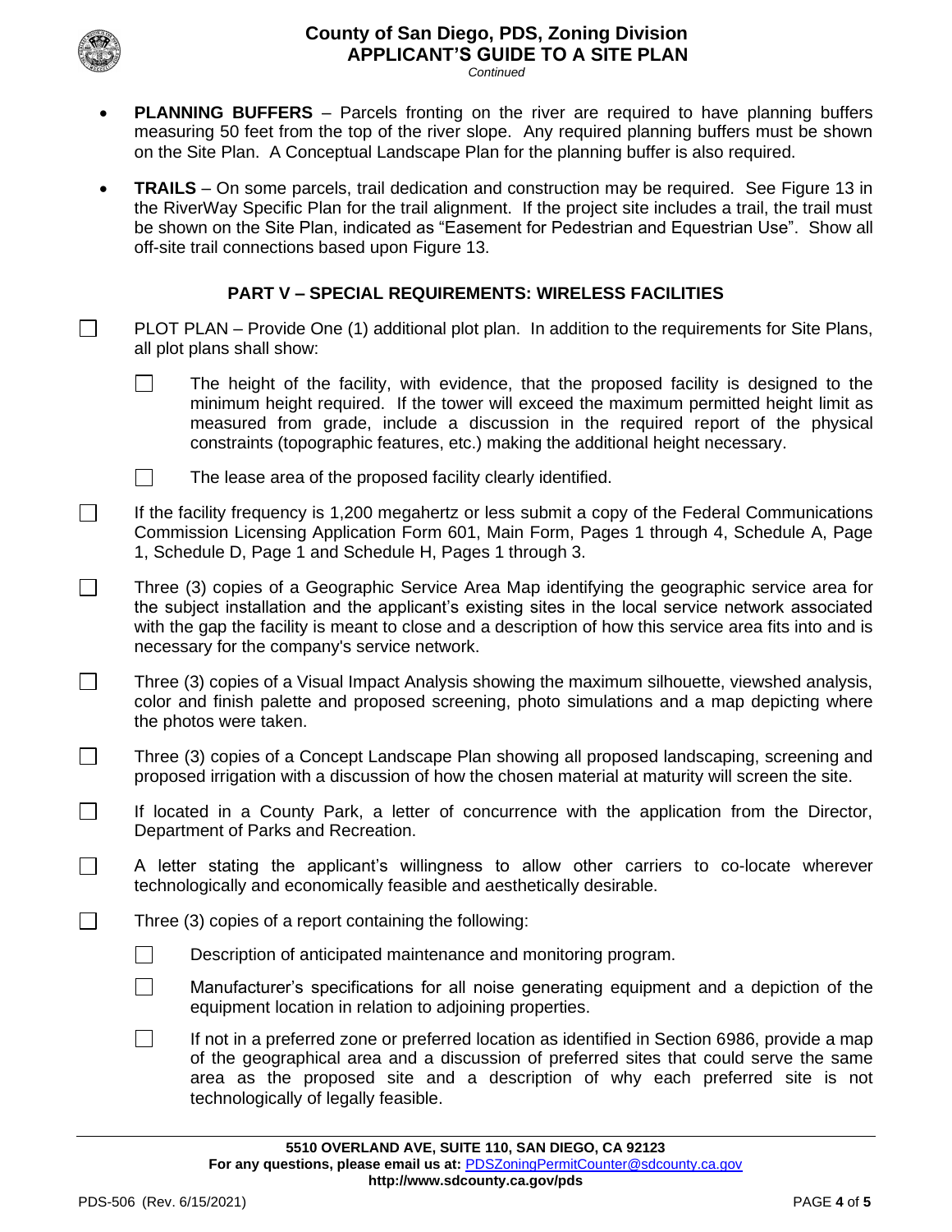- **PLANNING BUFFERS** – Parcels fronting on the river are required to have planning buffers measuring 50 feet from the top of the river slope. Any required planning buffers must be shown on the Site Plan. A Conceptual Landscape Plan for the planning buffer is also required.
- **TRAILS** – On some parcels, trail dedication and construction may be required. See Figure 13 in the RiverWay Specific Plan for the trail alignment. If the project site includes a trail, the trail must be shown on the Site Plan, indicated as "Easement for Pedestrian and Equestrian Use". Show all off-site trail connections based upon Figure 13.

## PART V – SPECIAL REQUIREMENTS: WIRELESS FACILITIES

- [ ] PLOT PLAN – Provide One (1) additional plot plan. In addition to the requirements for Site Plans, all plot plans shall show:
  - [ ] The height of the facility, with evidence, that the proposed facility is designed to the minimum height required. If the tower will exceed the maximum permitted height limit as measured from grade, include a discussion in the required report of the physical constraints (topographic features, etc.) making the additional height necessary.
  - [ ] The lease area of the proposed facility clearly identified.
- [ ] If the facility frequency is 1,200 megahertz or less submit a copy of the Federal Communications Commission Licensing Application Form 601, Main Form, Pages 1 through 4, Schedule A, Page 1, Schedule D, Page 1 and Schedule H, Pages 1 through 3.
- [ ] Three (3) copies of a Geographic Service Area Map identifying the geographic service area for the subject installation and the applicant's existing sites in the local service network associated with the gap the facility is meant to close and a description of how this service area fits into and is necessary for the company's service network.
- [ ] Three (3) copies of a Visual Impact Analysis showing the maximum silhouette, viewshed analysis, color and finish palette and proposed screening, photo simulations and a map depicting where the photos were taken.
- [ ] Three (3) copies of a Concept Landscape Plan showing all proposed landscaping, screening and proposed irrigation with a discussion of how the chosen material at maturity will screen the site.
- [ ] If located in a County Park, a letter of concurrence with the application from the Director, Department of Parks and Recreation.
- [ ] A letter stating the applicant's willingness to allow other carriers to co-locate wherever technologically and economically feasible and aesthetically desirable.
- [ ] Three (3) copies of a report containing the following:
  - [ ] Description of anticipated maintenance and monitoring program.
  - [ ] Manufacturer's specifications for all noise generating equipment and a depiction of the equipment location in relation to adjoining properties.
  - [ ] If not in a preferred zone or preferred location as identified in Section 6986, provide a map of the geographical area and a discussion of preferred sites that could serve the same area as the proposed site and a description of why each preferred site is not technologically of legally feasible.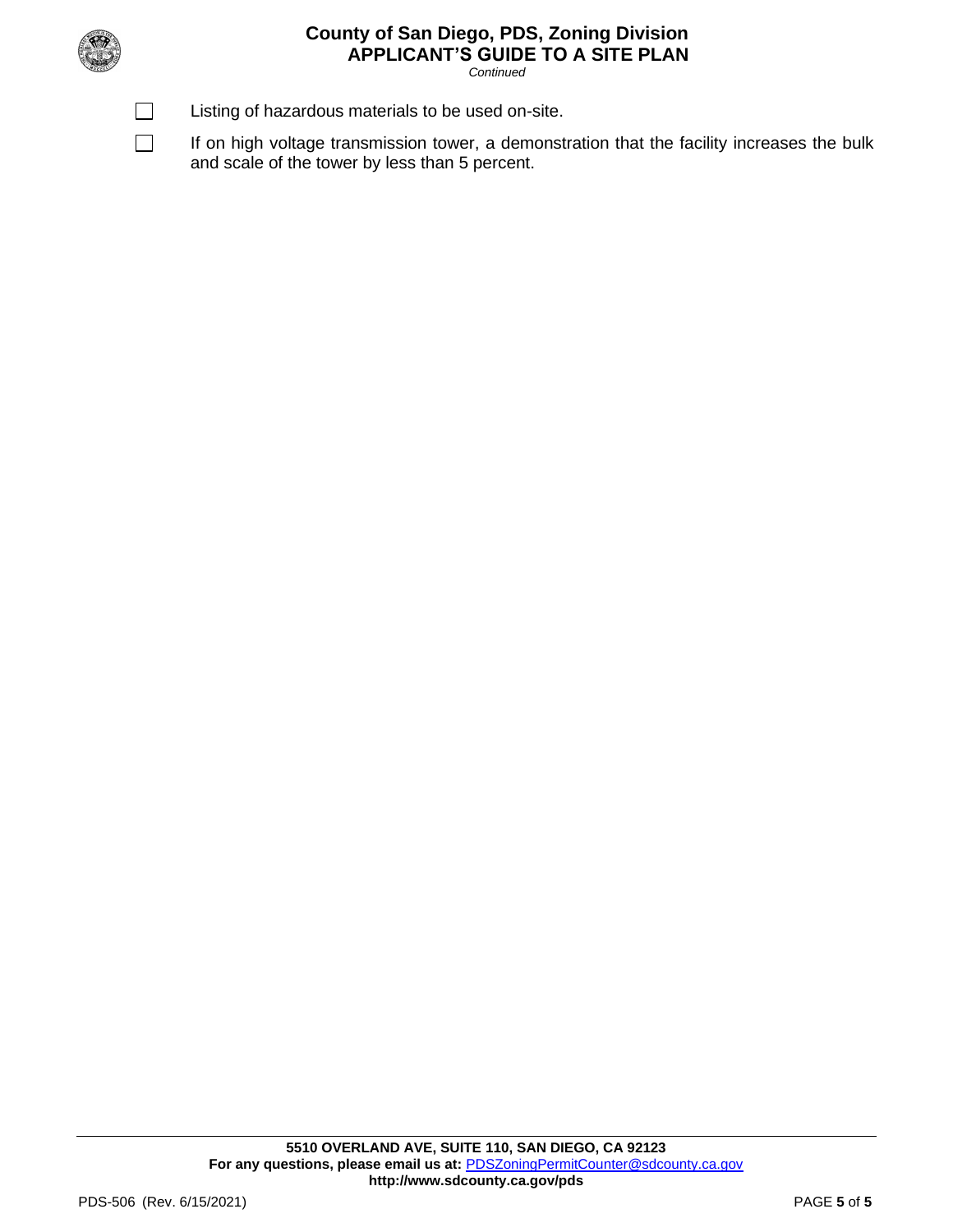- [ ] Listing of hazardous materials to be used on-site.
- [ ] If on high voltage transmission tower, a demonstration that the facility increases the bulk and scale of the tower by less than 5 percent.